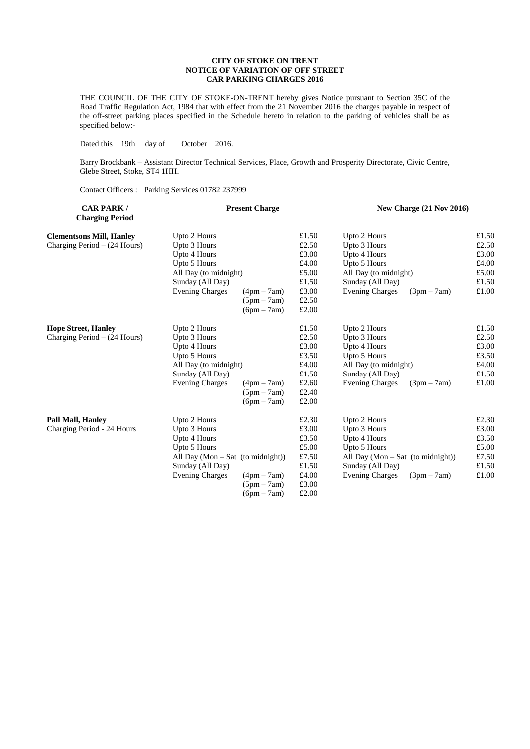**CITY OF STOKE ON TRENT**
**NOTICE OF VARIATION OF OFF STREET**
**CAR PARKING CHARGES 2016**

THE COUNCIL OF THE CITY OF STOKE-ON-TRENT hereby gives Notice pursuant to Section 35C of the Road Traffic Regulation Act, 1984 that with effect from the 21 November 2016 the charges payable in respect of the off-street parking places specified in the Schedule hereto in relation to the parking of vehicles shall be as specified below:-

Dated this 19th day of October 2016.

Barry Brockbank – Assistant Director Technical Services, Place, Growth and Prosperity Directorate, Civic Centre, Glebe Street, Stoke, ST4 1HH.

Contact Officers : Parking Services 01782 237999

| **CAR PARK / Charging Period** | **Present Charge** | | **New Charge (21 Nov 2016)** | |
|---|---|---|---|---|
| **Clementsons Mill, Hanley** | Upto 2 Hours | £1.50 | Upto 2 Hours | £1.50 |
| Charging Period – (24 Hours) | Upto 3 Hours | £2.50 | Upto 3 Hours | £2.50 |
| | Upto 4 Hours | £3.00 | Upto 4 Hours | £3.00 |
| | Upto 5 Hours | £4.00 | Upto 5 Hours | £4.00 |
| | All Day (to midnight) | £5.00 | All Day (to midnight) | £5.00 |
| | Sunday (All Day) | £1.50 | Sunday (All Day) | £1.50 |
| | Evening Charges (4pm – 7am) | £3.00 | Evening Charges (3pm – 7am) | £1.00 |
| | (5pm – 7am) | £2.50 | | |
| | (6pm – 7am) | £2.00 | | |
| **Hope Street, Hanley** | Upto 2 Hours | £1.50 | Upto 2 Hours | £1.50 |
| Charging Period – (24 Hours) | Upto 3 Hours | £2.50 | Upto 3 Hours | £2.50 |
| | Upto 4 Hours | £3.00 | Upto 4 Hours | £3.00 |
| | Upto 5 Hours | £3.50 | Upto 5 Hours | £3.50 |
| | All Day (to midnight) | £4.00 | All Day (to midnight) | £4.00 |
| | Sunday (All Day) | £1.50 | Sunday (All Day) | £1.50 |
| | Evening Charges (4pm – 7am) | £2.60 | Evening Charges (3pm – 7am) | £1.00 |
| | (5pm – 7am) | £2.40 | | |
| | (6pm – 7am) | £2.00 | | |
| **Pall Mall, Hanley** | Upto 2 Hours | £2.30 | Upto 2 Hours | £2.30 |
| Charging Period - 24 Hours | Upto 3 Hours | £3.00 | Upto 3 Hours | £3.00 |
| | Upto 4 Hours | £3.50 | Upto 4 Hours | £3.50 |
| | Upto 5 Hours | £5.00 | Upto 5 Hours | £5.00 |
| | All Day (Mon – Sat (to midnight)) | £7.50 | All Day (Mon – Sat (to midnight)) | £7.50 |
| | Sunday (All Day) | £1.50 | Sunday (All Day) | £1.50 |
| | Evening Charges (4pm – 7am) | £4.00 | Evening Charges (3pm – 7am) | £1.00 |
| | (5pm – 7am) | £3.00 | | |
| | (6pm – 7am) | £2.00 | | |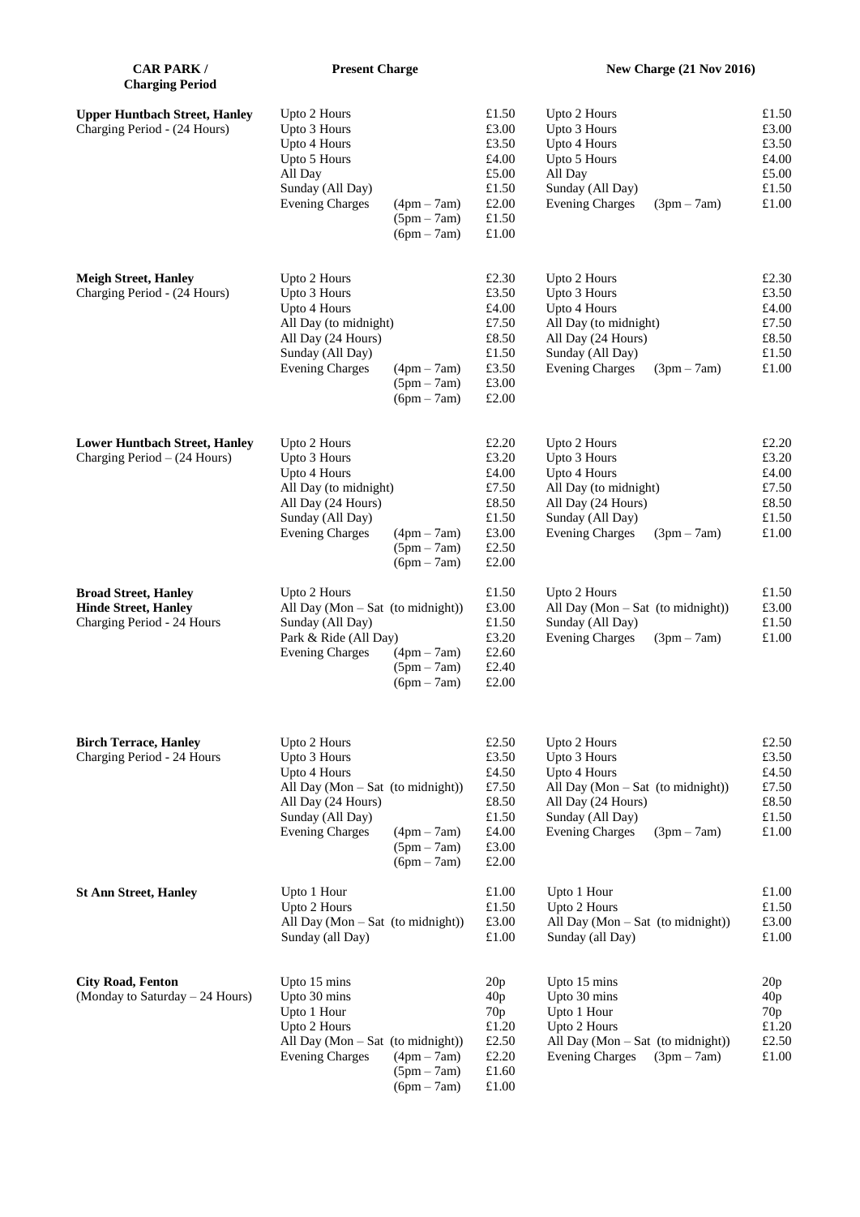| CAR PARK / Charging Period | Present Charge | | | New Charge (21 Nov 2016) | | |
|---|---|---|---|---|---|---|
| **Upper Huntbach Street, Hanley** | Upto 2 Hours | | £1.50 | Upto 2 Hours | | £1.50 |
| Charging Period - (24 Hours) | Upto 3 Hours | | £3.00 | Upto 3 Hours | | £3.00 |
| | Upto 4 Hours | | £3.50 | Upto 4 Hours | | £3.50 |
| | Upto 5 Hours | | £4.00 | Upto 5 Hours | | £4.00 |
| | All Day | | £5.00 | All Day | | £5.00 |
| | Sunday (All Day) | | £1.50 | Sunday (All Day) | | £1.50 |
| | Evening Charges | (4pm – 7am) | £2.00 | Evening Charges | (3pm – 7am) | £1.00 |
| | | (5pm – 7am) | £1.50 | | | |
| | | (6pm – 7am) | £1.00 | | | |
| **Meigh Street, Hanley** | Upto 2 Hours | | £2.30 | Upto 2 Hours | | £2.30 |
| Charging Period - (24 Hours) | Upto 3 Hours | | £3.50 | Upto 3 Hours | | £3.50 |
| | Upto 4 Hours | | £4.00 | Upto 4 Hours | | £4.00 |
| | All Day (to midnight) | | £7.50 | All Day (to midnight) | | £7.50 |
| | All Day (24 Hours) | | £8.50 | All Day (24 Hours) | | £8.50 |
| | Sunday (All Day) | | £1.50 | Sunday (All Day) | | £1.50 |
| | Evening Charges | (4pm – 7am) | £3.50 | Evening Charges | (3pm – 7am) | £1.00 |
| | | (5pm – 7am) | £3.00 | | | |
| | | (6pm – 7am) | £2.00 | | | |
| **Lower Huntbach Street, Hanley** | Upto 2 Hours | | £2.20 | Upto 2 Hours | | £2.20 |
| Charging Period – (24 Hours) | Upto 3 Hours | | £3.20 | Upto 3 Hours | | £3.20 |
| | Upto 4 Hours | | £4.00 | Upto 4 Hours | | £4.00 |
| | All Day (to midnight) | | £7.50 | All Day (to midnight) | | £7.50 |
| | All Day (24 Hours) | | £8.50 | All Day (24 Hours) | | £8.50 |
| | Sunday (All Day) | | £1.50 | Sunday (All Day) | | £1.50 |
| | Evening Charges | (4pm – 7am) | £3.00 | Evening Charges | (3pm – 7am) | £1.00 |
| | | (5pm – 7am) | £2.50 | | | |
| | | (6pm – 7am) | £2.00 | | | |
| **Broad Street, Hanley** | Upto 2 Hours | | £1.50 | Upto 2 Hours | | £1.50 |
| **Hinde Street, Hanley** | All Day (Mon – Sat (to midnight)) | | £3.00 | All Day (Mon – Sat (to midnight)) | | £3.00 |
| Charging Period - 24 Hours | Sunday (All Day) | | £1.50 | Sunday (All Day) | | £1.50 |
| | Park & Ride (All Day) | | £3.20 | Evening Charges | (3pm – 7am) | £1.00 |
| | Evening Charges | (4pm – 7am) | £2.60 | | | |
| | | (5pm – 7am) | £2.40 | | | |
| | | (6pm – 7am) | £2.00 | | | |
| **Birch Terrace, Hanley** | Upto 2 Hours | | £2.50 | Upto 2 Hours | | £2.50 |
| Charging Period - 24 Hours | Upto 3 Hours | | £3.50 | Upto 3 Hours | | £3.50 |
| | Upto 4 Hours | | £4.50 | Upto 4 Hours | | £4.50 |
| | All Day (Mon – Sat (to midnight)) | | £7.50 | All Day (Mon – Sat (to midnight)) | | £7.50 |
| | All Day (24 Hours) | | £8.50 | All Day (24 Hours) | | £8.50 |
| | Sunday (All Day) | | £1.50 | Sunday (All Day) | | £1.50 |
| | Evening Charges | (4pm – 7am) | £4.00 | Evening Charges | (3pm – 7am) | £1.00 |
| | | (5pm – 7am) | £3.00 | | | |
| | | (6pm – 7am) | £2.00 | | | |
| **St Ann Street, Hanley** | Upto 1 Hour | | £1.00 | Upto 1 Hour | | £1.00 |
| | Upto 2 Hours | | £1.50 | Upto 2 Hours | | £1.50 |
| | All Day (Mon – Sat (to midnight)) | | £3.00 | All Day (Mon – Sat (to midnight)) | | £3.00 |
| | Sunday (all Day) | | £1.00 | Sunday (all Day) | | £1.00 |
| **City Road, Fenton** | Upto 15 mins | | 20p | Upto 15 mins | | 20p |
| (Monday to Saturday – 24 Hours) | Upto 30 mins | | 40p | Upto 30 mins | | 40p |
| | Upto 1 Hour | | 70p | Upto 1 Hour | | 70p |
| | Upto 2 Hours | | £1.20 | Upto 2 Hours | | £1.20 |
| | All Day (Mon – Sat (to midnight)) | | £2.50 | All Day (Mon – Sat (to midnight)) | | £2.50 |
| | Evening Charges | (4pm – 7am) | £2.20 | Evening Charges | (3pm – 7am) | £1.00 |
| | | (5pm – 7am) | £1.60 | | | |
| | | (6pm – 7am) | £1.00 | | | |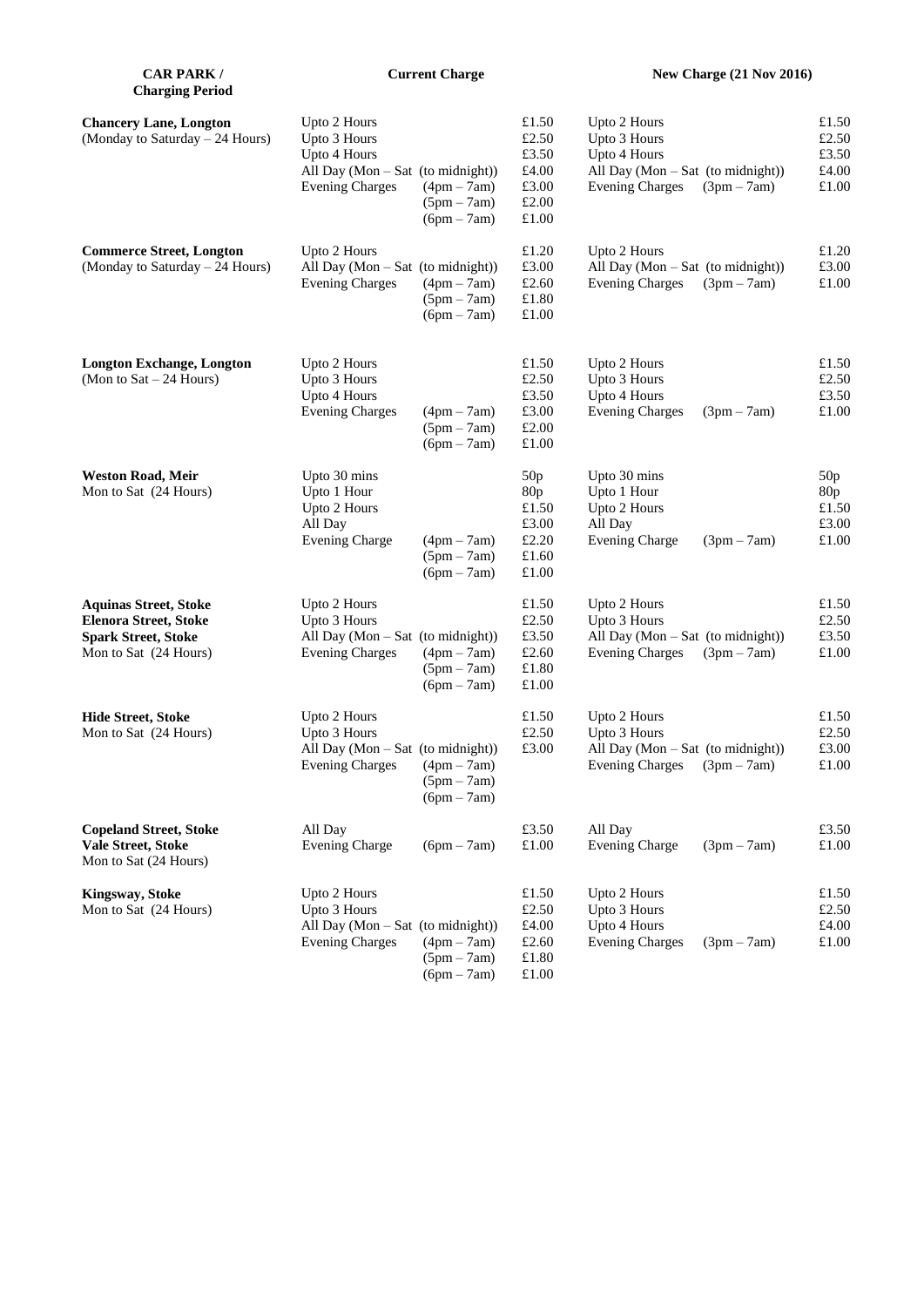| CAR PARK / Charging Period | Current Charge | | | New Charge (21 Nov 2016) | | |
|---|---|---|---|---|---|---|
| **Chancery Lane, Longton** (Monday to Saturday – 24 Hours) | Upto 2 Hours | | £1.50 | Upto 2 Hours | | £1.50 |
| | Upto 3 Hours | | £2.50 | Upto 3 Hours | | £2.50 |
| | Upto 4 Hours | | £3.50 | Upto 4 Hours | | £3.50 |
| | All Day (Mon – Sat (to midnight)) | | £4.00 | All Day (Mon – Sat (to midnight)) | | £4.00 |
| | Evening Charges | (4pm – 7am) | £3.00 | Evening Charges | (3pm – 7am) | £1.00 |
| | | (5pm – 7am) | £2.00 | | | |
| | | (6pm – 7am) | £1.00 | | | |
| **Commerce Street, Longton** (Monday to Saturday – 24 Hours) | Upto 2 Hours | | £1.20 | Upto 2 Hours | | £1.20 |
| | All Day (Mon – Sat (to midnight)) | | £3.00 | All Day (Mon – Sat (to midnight)) | | £3.00 |
| | Evening Charges | (4pm – 7am) | £2.60 | Evening Charges | (3pm – 7am) | £1.00 |
| | | (5pm – 7am) | £1.80 | | | |
| | | (6pm – 7am) | £1.00 | | | |
| **Longton Exchange, Longton** (Mon to Sat – 24 Hours) | Upto 2 Hours | | £1.50 | Upto 2 Hours | | £1.50 |
| | Upto 3 Hours | | £2.50 | Upto 3 Hours | | £2.50 |
| | Upto 4 Hours | | £3.50 | Upto 4 Hours | | £3.50 |
| | Evening Charges | (4pm – 7am) | £3.00 | Evening Charges | (3pm – 7am) | £1.00 |
| | | (5pm – 7am) | £2.00 | | | |
| | | (6pm – 7am) | £1.00 | | | |
| **Weston Road, Meir** Mon to Sat (24 Hours) | Upto 30 mins | | 50p | Upto 30 mins | | 50p |
| | Upto 1 Hour | | 80p | Upto 1 Hour | | 80p |
| | Upto 2 Hours | | £1.50 | Upto 2 Hours | | £1.50 |
| | All Day | | £3.00 | All Day | | £3.00 |
| | Evening Charge | (4pm – 7am) | £2.20 | Evening Charge | (3pm – 7am) | £1.00 |
| | | (5pm – 7am) | £1.60 | | | |
| | | (6pm – 7am) | £1.00 | | | |
| **Aquinas Street, Stoke** **Elenora Street, Stoke** **Spark Street, Stoke** Mon to Sat (24 Hours) | Upto 2 Hours | | £1.50 | Upto 2 Hours | | £1.50 |
| | Upto 3 Hours | | £2.50 | Upto 3 Hours | | £2.50 |
| | All Day (Mon – Sat (to midnight)) | | £3.50 | All Day (Mon – Sat (to midnight)) | | £3.50 |
| | Evening Charges | (4pm – 7am) | £2.60 | Evening Charges | (3pm – 7am) | £1.00 |
| | | (5pm – 7am) | £1.80 | | | |
| | | (6pm – 7am) | £1.00 | | | |
| **Hide Street, Stoke** Mon to Sat (24 Hours) | Upto 2 Hours | | £1.50 | Upto 2 Hours | | £1.50 |
| | Upto 3 Hours | | £2.50 | Upto 3 Hours | | £2.50 |
| | All Day (Mon – Sat (to midnight)) | | £3.00 | All Day (Mon – Sat (to midnight)) | | £3.00 |
| | Evening Charges | (4pm – 7am) | | Evening Charges | (3pm – 7am) | £1.00 |
| | | (5pm – 7am) | | | | |
| | | (6pm – 7am) | | | | |
| **Copeland Street, Stoke** **Vale Street, Stoke** Mon to Sat (24 Hours) | All Day | | £3.50 | All Day | | £3.50 |
| | Evening Charge | (6pm – 7am) | £1.00 | Evening Charge | (3pm – 7am) | £1.00 |
| **Kingsway, Stoke** Mon to Sat (24 Hours) | Upto 2 Hours | | £1.50 | Upto 2 Hours | | £1.50 |
| | Upto 3 Hours | | £2.50 | Upto 3 Hours | | £2.50 |
| | All Day (Mon – Sat (to midnight)) | | £4.00 | Upto 4 Hours | | £4.00 |
| | Evening Charges | (4pm – 7am) | £2.60 | Evening Charges | (3pm – 7am) | £1.00 |
| | | (5pm – 7am) | £1.80 | | | |
| | | (6pm – 7am) | £1.00 | | | |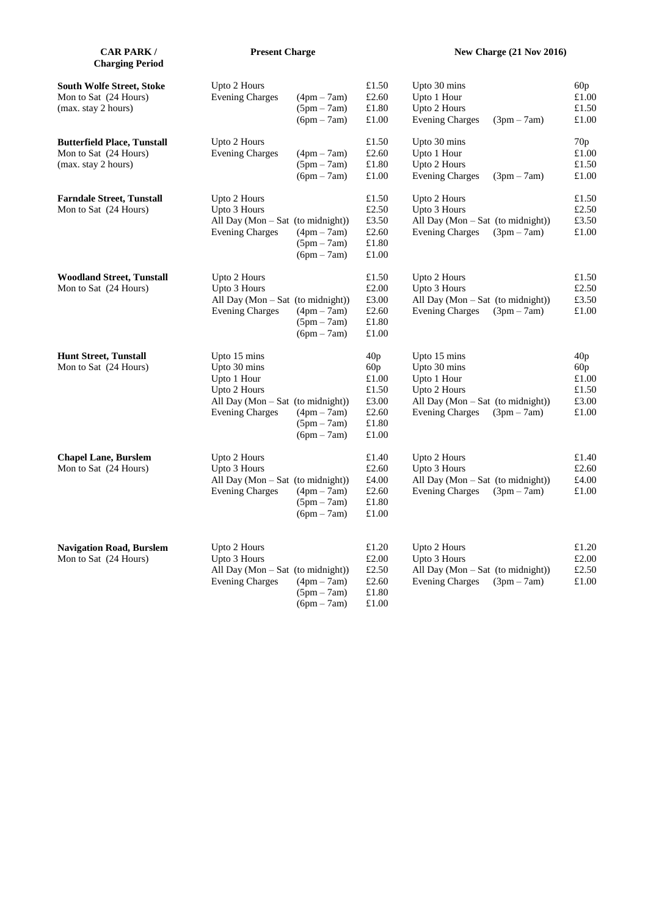| CAR PARK / Charging Period | Present Charge | | | New Charge (21 Nov 2016) | | |
|---|---|---|---|---|---|---|
| **South Wolfe Street, Stoke** | Upto 2 Hours | | £1.50 | Upto 30 mins | | 60p |
| Mon to Sat (24 Hours) | Evening Charges | (4pm – 7am) | £2.60 | Upto 1 Hour | | £1.00 |
| (max. stay 2 hours) | | (5pm – 7am) | £1.80 | Upto 2 Hours | | £1.50 |
| | | (6pm – 7am) | £1.00 | Evening Charges | (3pm – 7am) | £1.00 |
| **Butterfield Place, Tunstall** | Upto 2 Hours | | £1.50 | Upto 30 mins | | 70p |
| Mon to Sat (24 Hours) | Evening Charges | (4pm – 7am) | £2.60 | Upto 1 Hour | | £1.00 |
| (max. stay 2 hours) | | (5pm – 7am) | £1.80 | Upto 2 Hours | | £1.50 |
| | | (6pm – 7am) | £1.00 | Evening Charges | (3pm – 7am) | £1.00 |
| **Farndale Street, Tunstall** | Upto 2 Hours | | £1.50 | Upto 2 Hours | | £1.50 |
| Mon to Sat (24 Hours) | Upto 3 Hours | | £2.50 | Upto 3 Hours | | £2.50 |
| | All Day (Mon – Sat (to midnight)) | | £3.50 | All Day (Mon – Sat (to midnight)) | | £3.50 |
| | Evening Charges | (4pm – 7am) | £2.60 | Evening Charges | (3pm – 7am) | £1.00 |
| | | (5pm – 7am) | £1.80 | | | |
| | | (6pm – 7am) | £1.00 | | | |
| **Woodland Street, Tunstall** | Upto 2 Hours | | £1.50 | Upto 2 Hours | | £1.50 |
| Mon to Sat (24 Hours) | Upto 3 Hours | | £2.00 | Upto 3 Hours | | £2.50 |
| | All Day (Mon – Sat (to midnight)) | | £3.00 | All Day (Mon – Sat (to midnight)) | | £3.50 |
| | Evening Charges | (4pm – 7am) | £2.60 | Evening Charges | (3pm – 7am) | £1.00 |
| | | (5pm – 7am) | £1.80 | | | |
| | | (6pm – 7am) | £1.00 | | | |
| **Hunt Street, Tunstall** | Upto 15 mins | | 40p | Upto 15 mins | | 40p |
| Mon to Sat (24 Hours) | Upto 30 mins | | 60p | Upto 30 mins | | 60p |
| | Upto 1 Hour | | £1.00 | Upto 1 Hour | | £1.00 |
| | Upto 2 Hours | | £1.50 | Upto 2 Hours | | £1.50 |
| | All Day (Mon – Sat (to midnight)) | | £3.00 | All Day (Mon – Sat (to midnight)) | | £3.00 |
| | Evening Charges | (4pm – 7am) | £2.60 | Evening Charges | (3pm – 7am) | £1.00 |
| | | (5pm – 7am) | £1.80 | | | |
| | | (6pm – 7am) | £1.00 | | | |
| **Chapel Lane, Burslem** | Upto 2 Hours | | £1.40 | Upto 2 Hours | | £1.40 |
| Mon to Sat (24 Hours) | Upto 3 Hours | | £2.60 | Upto 3 Hours | | £2.60 |
| | All Day (Mon – Sat (to midnight)) | | £4.00 | All Day (Mon – Sat (to midnight)) | | £4.00 |
| | Evening Charges | (4pm – 7am) | £2.60 | Evening Charges | (3pm – 7am) | £1.00 |
| | | (5pm – 7am) | £1.80 | | | |
| | | (6pm – 7am) | £1.00 | | | |
| **Navigation Road, Burslem** | Upto 2 Hours | | £1.20 | Upto 2 Hours | | £1.20 |
| Mon to Sat (24 Hours) | Upto 3 Hours | | £2.00 | Upto 3 Hours | | £2.00 |
| | All Day (Mon – Sat (to midnight)) | | £2.50 | All Day (Mon – Sat (to midnight)) | | £2.50 |
| | Evening Charges | (4pm – 7am) | £2.60 | Evening Charges | (3pm – 7am) | £1.00 |
| | | (5pm – 7am) | £1.80 | | | |
| | | (6pm – 7am) | £1.00 | | | |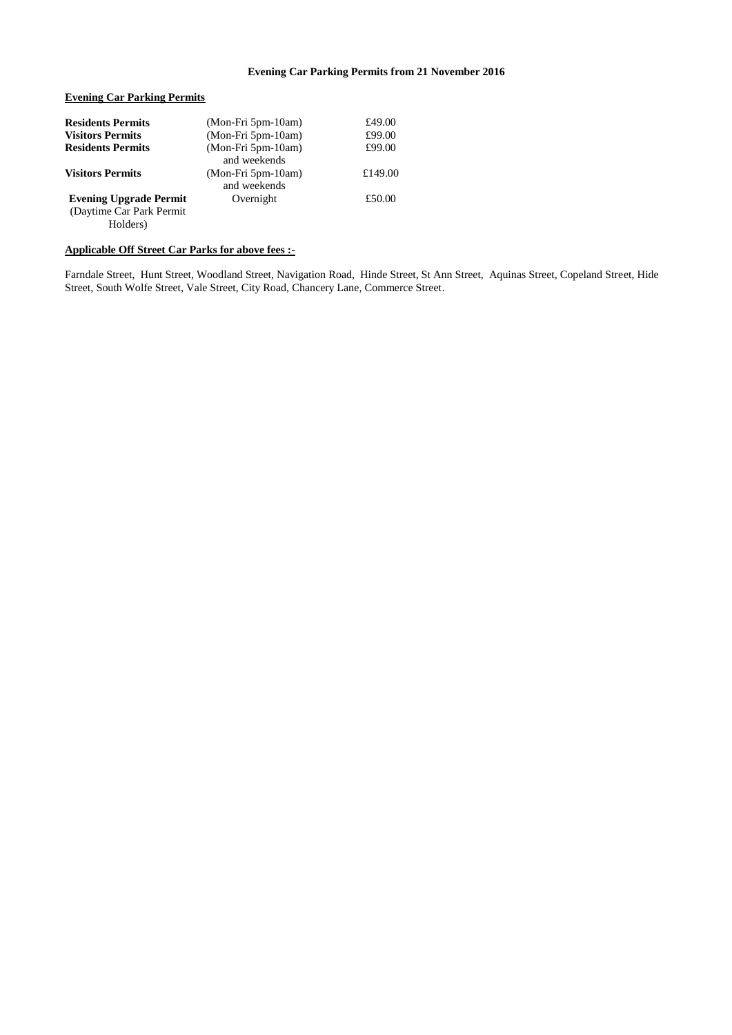# Evening Car Parking Permits from 21 November 2016

## Evening Car Parking Permits

| | | |
|---|---|---|
| **Residents Permits** | (Mon-Fri 5pm-10am) | £49.00 |
| **Visitors Permits** | (Mon-Fri 5pm-10am) | £99.00 |
| **Residents Permits** | (Mon-Fri 5pm-10am) and weekends | £99.00 |
| **Visitors Permits** | (Mon-Fri 5pm-10am) and weekends | £149.00 |
| **Evening Upgrade Permit** (Daytime Car Park Permit Holders) | Overnight | £50.00 |

## Applicable Off Street Car Parks for above fees :-

Farndale Street, Hunt Street, Woodland Street, Navigation Road, Hinde Street, St Ann Street, Aquinas Street, Copeland Street, Hide Street, South Wolfe Street, Vale Street, City Road, Chancery Lane, Commerce Street.